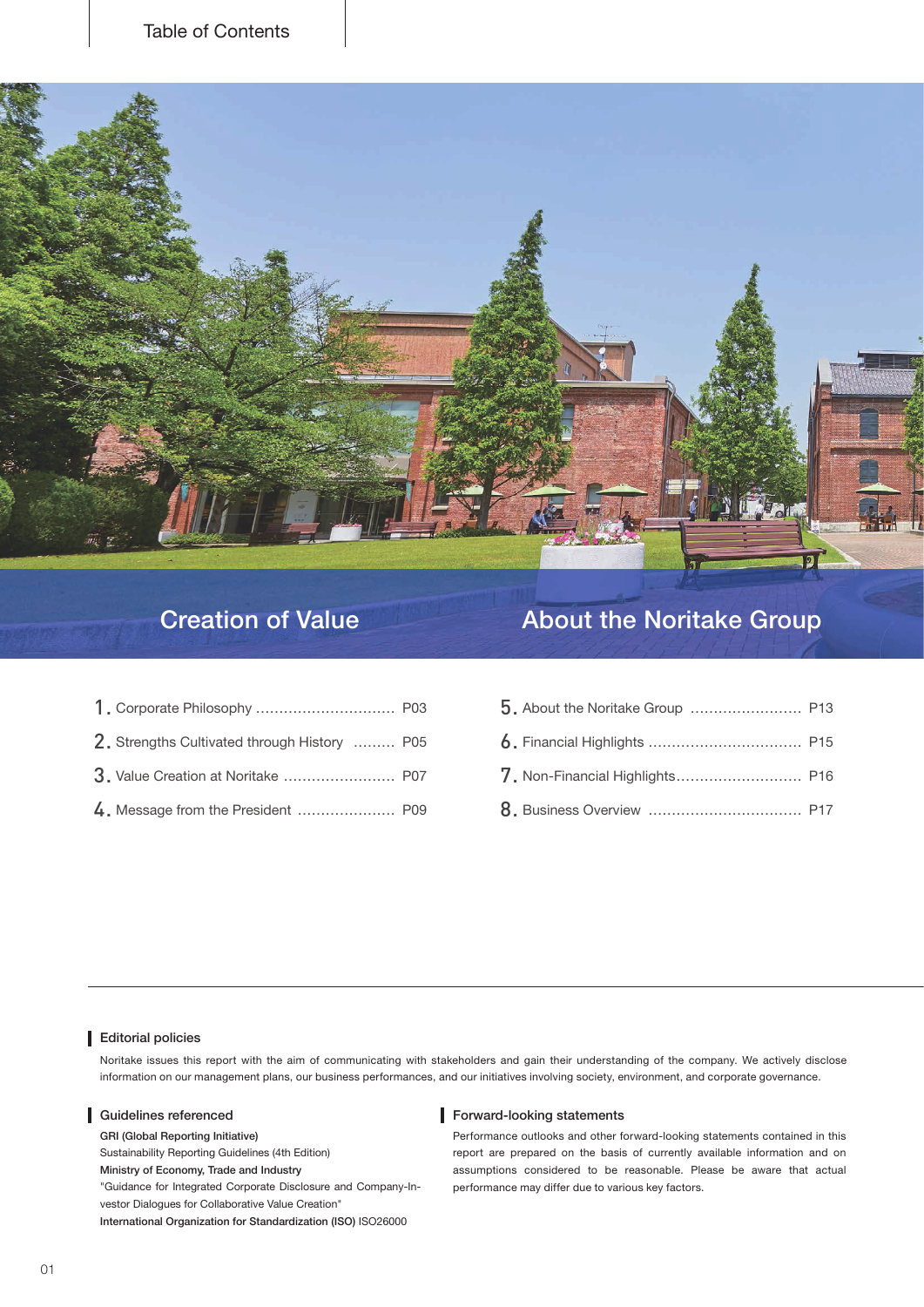# Table of Contents

## Creation of Value

1. Corporate Philosophy .............................. P03
2. Strengths Cultivated through History ......... P05
3. Value Creation at Noritake ........................ P07
4. Message from the President ..................... P09

## About the Noritake Group

5. About the Noritake Group ........................ P13
6. Financial Highlights ................................. P15
7. Non-Financial Highlights........................... P16
8. Business Overview ................................. P17

### Editorial policies

Noritake issues this report with the aim of communicating with stakeholders and gain their understanding of the company. We actively disclose information on our management plans, our business performances, and our initiatives involving society, environment, and corporate governance.

### Guidelines referenced

**GRI (Global Reporting Initiative)**
Sustainability Reporting Guidelines (4th Edition)
**Ministry of Economy, Trade and Industry**
"Guidance for Integrated Corporate Disclosure and Company-Investor Dialogues for Collaborative Value Creation"
**International Organization for Standardization (ISO)** ISO26000

### Forward-looking statements

Performance outlooks and other forward-looking statements contained in this report are prepared on the basis of currently available information and on assumptions considered to be reasonable. Please be aware that actual performance may differ due to various key factors.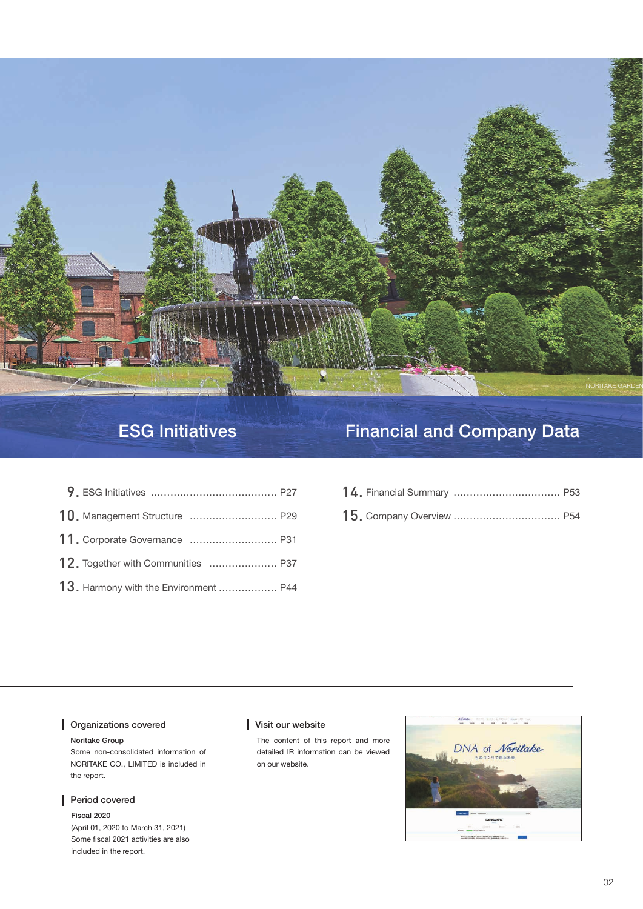NORITAKE GARDEN

## ESG Initiatives

9. ESG Initiatives ........................................ P27

10. Management Structure ............................ P29

11. Corporate Governance ............................ P31

12. Together with Communities ..................... P37

13. Harmony with the Environment .................. P44

## Financial and Company Data

14. Financial Summary .................................. P53

15. Company Overview .................................. P54

### Organizations covered

Noritake Group

Some non-consolidated information of NORITAKE CO., LIMITED is included in the report.

### Period covered

Fiscal 2020

(April 01, 2020 to March 31, 2021)

Some fiscal 2021 activities are also included in the report.

### Visit our website

The content of this report and more detailed IR information can be viewed on our website.